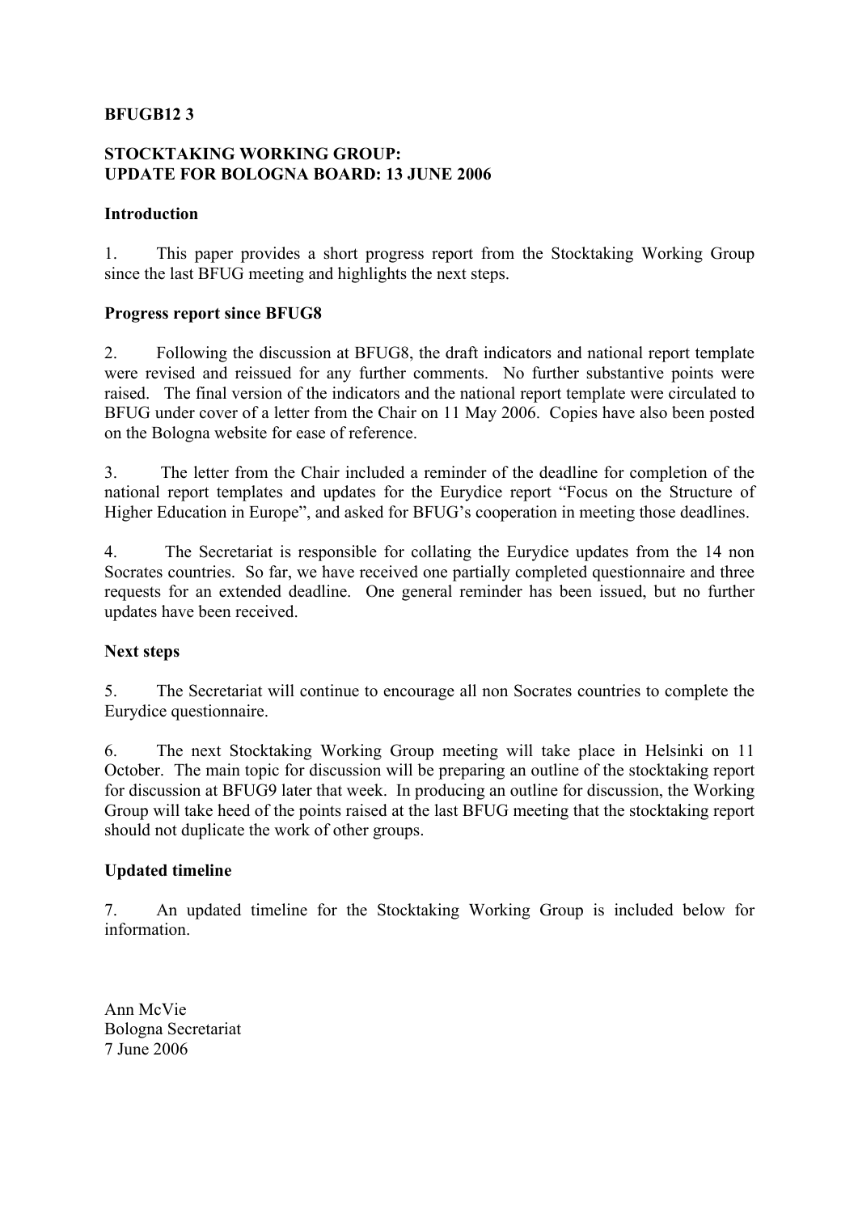**BFUGB12 3**

**STOCKTAKING WORKING GROUP:**
**UPDATE FOR BOLOGNA BOARD: 13 JUNE 2006**

**Introduction**

1. This paper provides a short progress report from the Stocktaking Working Group since the last BFUG meeting and highlights the next steps.

**Progress report since BFUG8**

2. Following the discussion at BFUG8, the draft indicators and national report template were revised and reissued for any further comments. No further substantive points were raised. The final version of the indicators and the national report template were circulated to BFUG under cover of a letter from the Chair on 11 May 2006. Copies have also been posted on the Bologna website for ease of reference.

3. The letter from the Chair included a reminder of the deadline for completion of the national report templates and updates for the Eurydice report "Focus on the Structure of Higher Education in Europe", and asked for BFUG's cooperation in meeting those deadlines.

4. The Secretariat is responsible for collating the Eurydice updates from the 14 non Socrates countries. So far, we have received one partially completed questionnaire and three requests for an extended deadline. One general reminder has been issued, but no further updates have been received.

**Next steps**

5. The Secretariat will continue to encourage all non Socrates countries to complete the Eurydice questionnaire.

6. The next Stocktaking Working Group meeting will take place in Helsinki on 11 October. The main topic for discussion will be preparing an outline of the stocktaking report for discussion at BFUG9 later that week. In producing an outline for discussion, the Working Group will take heed of the points raised at the last BFUG meeting that the stocktaking report should not duplicate the work of other groups.

**Updated timeline**

7. An updated timeline for the Stocktaking Working Group is included below for information.

Ann McVie
Bologna Secretariat
7 June 2006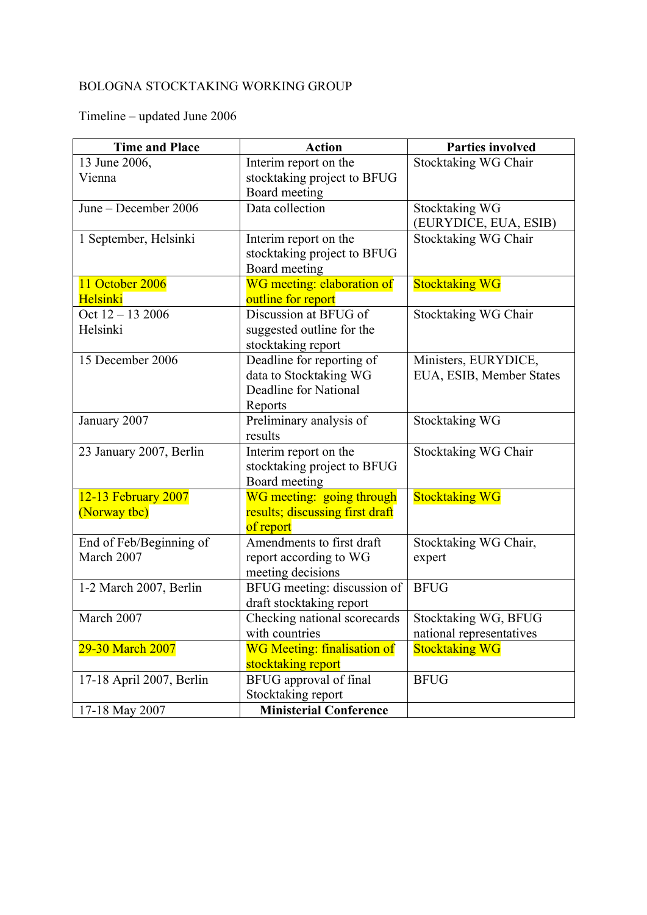BOLOGNA STOCKTAKING WORKING GROUP

Timeline – updated June 2006

| Time and Place | Action | Parties involved |
|---|---|---|
| 13 June 2006, Vienna | Interim report on the stocktaking project to BFUG Board meeting | Stocktaking WG Chair |
| June – December 2006 | Data collection | Stocktaking WG (EURYDICE, EUA, ESIB) |
| 1 September, Helsinki | Interim report on the stocktaking project to BFUG Board meeting | Stocktaking WG Chair |
| 11 October 2006 Helsinki | WG meeting: elaboration of outline for report | Stocktaking WG |
| Oct 12 – 13 2006 Helsinki | Discussion at BFUG of suggested outline for the stocktaking report | Stocktaking WG Chair |
| 15 December 2006 | Deadline for reporting of data to Stocktaking WG Deadline for National Reports | Ministers, EURYDICE, EUA, ESIB, Member States |
| January 2007 | Preliminary analysis of results | Stocktaking WG |
| 23 January 2007, Berlin | Interim report on the stocktaking project to BFUG Board meeting | Stocktaking WG Chair |
| 12-13 February 2007 (Norway tbc) | WG meeting: going through results; discussing first draft of report | Stocktaking WG |
| End of Feb/Beginning of March 2007 | Amendments to first draft report according to WG meeting decisions | Stocktaking WG Chair, expert |
| 1-2 March 2007, Berlin | BFUG meeting: discussion of draft stocktaking report | BFUG |
| March 2007 | Checking national scorecards with countries | Stocktaking WG, BFUG national representatives |
| 29-30 March 2007 | WG Meeting: finalisation of stocktaking report | Stocktaking WG |
| 17-18 April 2007, Berlin | BFUG approval of final Stocktaking report | BFUG |
| 17-18 May 2007 | **Ministerial Conference** | |